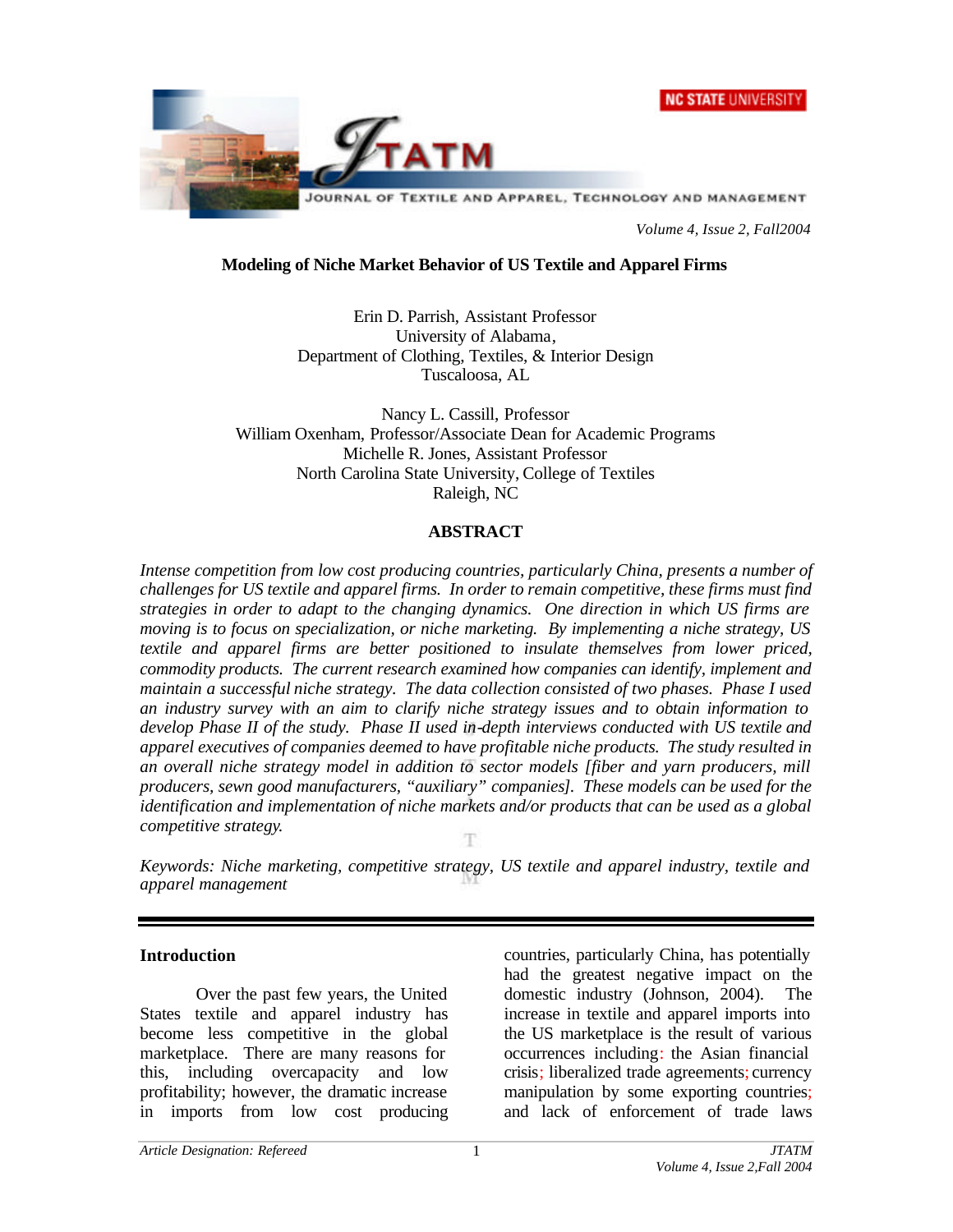# Modeling of Niche Market Behavior of US Textile and Apparel Firms

Erin D. Parrish, Assistant Professor
University of Alabama,
Department of Clothing, Textiles, & Interior Design
Tuscaloosa, AL

Nancy L. Cassill, Professor
William Oxenham, Professor/Associate Dean for Academic Programs
Michelle R. Jones, Assistant Professor
North Carolina State University, College of Textiles
Raleigh, NC

## ABSTRACT

*Intense competition from low cost producing countries, particularly China, presents a number of challenges for US textile and apparel firms. In order to remain competitive, these firms must find strategies in order to adapt to the changing dynamics. One direction in which US firms are moving is to focus on specialization, or niche marketing. By implementing a niche strategy, US textile and apparel firms are better positioned to insulate themselves from lower priced, commodity products. The current research examined how companies can identify, implement and maintain a successful niche strategy. The data collection consisted of two phases. Phase I used an industry survey with an aim to clarify niche strategy issues and to obtain information to develop Phase II of the study. Phase II used in-depth interviews conducted with US textile and apparel executives of companies deemed to have profitable niche products. The study resulted in an overall niche strategy model in addition to sector models [fiber and yarn producers, mill producers, sewn good manufacturers, "auxiliary" companies]. These models can be used for the identification and implementation of niche markets and/or products that can be used as a global competitive strategy.*

*Keywords: Niche marketing, competitive strategy, US textile and apparel industry, textile and apparel management*

---

## Introduction

Over the past few years, the United States textile and apparel industry has become less competitive in the global marketplace. There are many reasons for this, including overcapacity and low profitability; however, the dramatic increase in imports from low cost producing countries, particularly China, has potentially had the greatest negative impact on the domestic industry (Johnson, 2004). The increase in textile and apparel imports into the US marketplace is the result of various occurrences including: the Asian financial crisis; liberalized trade agreements; currency manipulation by some exporting countries; and lack of enforcement of trade laws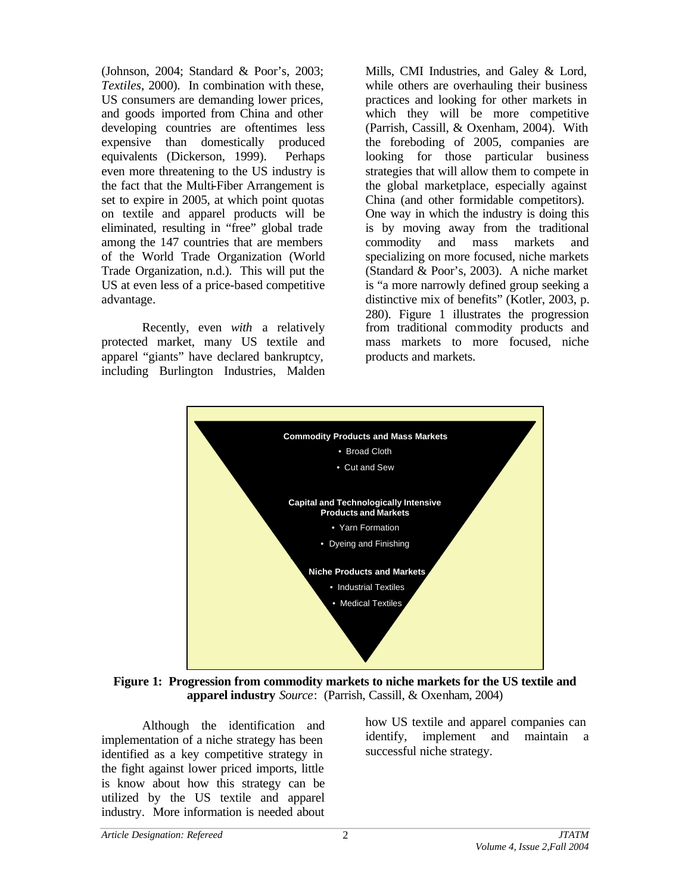(Johnson, 2004; Standard & Poor's, 2003; *Textiles*, 2000). In combination with these, US consumers are demanding lower prices, and goods imported from China and other developing countries are oftentimes less expensive than domestically produced equivalents (Dickerson, 1999). Perhaps even more threatening to the US industry is the fact that the Multi-Fiber Arrangement is set to expire in 2005, at which point quotas on textile and apparel products will be eliminated, resulting in "free" global trade among the 147 countries that are members of the World Trade Organization (World Trade Organization, n.d.). This will put the US at even less of a price-based competitive advantage.

Recently, even *with* a relatively protected market, many US textile and apparel "giants" have declared bankruptcy, including Burlington Industries, Malden Mills, CMI Industries, and Galey & Lord, while others are overhauling their business practices and looking for other markets in which they will be more competitive (Parrish, Cassill, & Oxenham, 2004). With the foreboding of 2005, companies are looking for those particular business strategies that will allow them to compete in the global marketplace, especially against China (and other formidable competitors). One way in which the industry is doing this is by moving away from the traditional commodity and mass markets and specializing on more focused, niche markets (Standard & Poor's, 2003). A niche market is "a more narrowly defined group seeking a distinctive mix of benefits" (Kotler, 2003, p. 280). Figure 1 illustrates the progression from traditional commodity products and mass markets to more focused, niche products and markets.

**Commodity Products and Mass Markets**
- Broad Cloth
- Cut and Sew

**Capital and Technologically Intensive Products and Markets**
- Yarn Formation
- Dyeing and Finishing

**Niche Products and Markets**
- Industrial Textiles
- Medical Textiles

**Figure 1: Progression from commodity markets to niche markets for the US textile and apparel industry** *Source*: (Parrish, Cassill, & Oxenham, 2004)

Although the identification and implementation of a niche strategy has been identified as a key competitive strategy in the fight against lower priced imports, little is know about how this strategy can be utilized by the US textile and apparel industry. More information is needed about how US textile and apparel companies can identify, implement and maintain a successful niche strategy.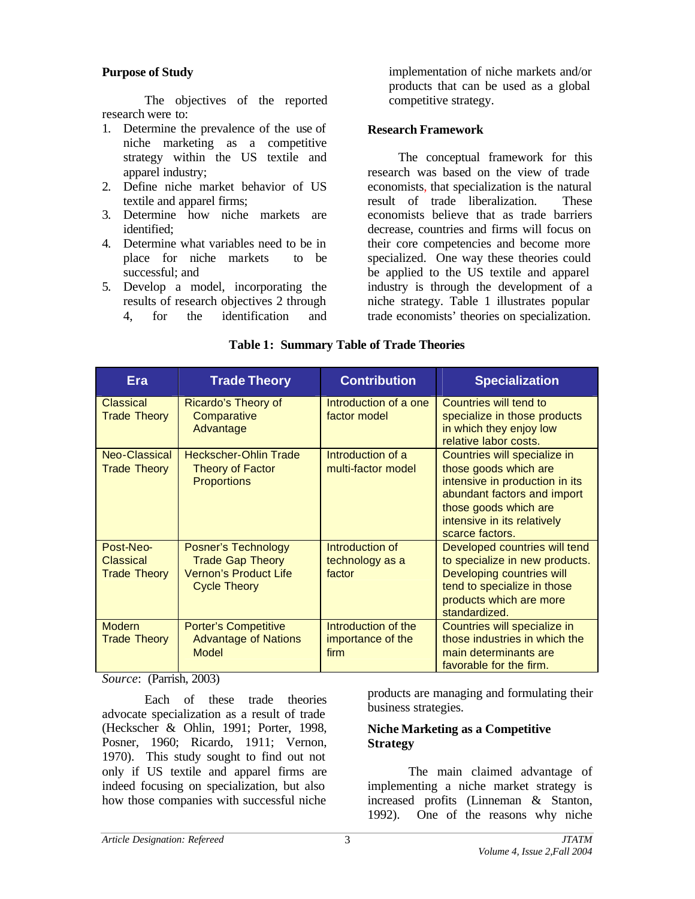## Purpose of Study

The objectives of the reported research were to:

1. Determine the prevalence of the use of niche marketing as a competitive strategy within the US textile and apparel industry;
2. Define niche market behavior of US textile and apparel firms;
3. Determine how niche markets are identified;
4. Determine what variables need to be in place for niche markets to be successful; and
5. Develop a model, incorporating the results of research objectives 2 through 4, for the identification and implementation of niche markets and/or products that can be used as a global competitive strategy.

## Research Framework

The conceptual framework for this research was based on the view of trade economists, that specialization is the natural result of trade liberalization. These economists believe that as trade barriers decrease, countries and firms will focus on their core competencies and become more specialized. One way these theories could be applied to the US textile and apparel industry is through the development of a niche strategy. Table 1 illustrates popular trade economists' theories on specialization.

**Table 1: Summary Table of Trade Theories**

| Era | Trade Theory | Contribution | Specialization |
|---|---|---|---|
| Classical Trade Theory | Ricardo's Theory of Comparative Advantage | Introduction of a one factor model | Countries will tend to specialize in those products in which they enjoy low relative labor costs. |
| Neo-Classical Trade Theory | Heckscher-Ohlin Trade Theory of Factor Proportions | Introduction of a multi-factor model | Countries will specialize in those goods which are intensive in production in its abundant factors and import those goods which are intensive in its relatively scarce factors. |
| Post-Neo-Classical Trade Theory | Posner's Technology Trade Gap Theory Vernon's Product Life Cycle Theory | Introduction of technology as a factor | Developed countries will tend to specialize in new products. Developing countries will tend to specialize in those products which are more standardized. |
| Modern Trade Theory | Porter's Competitive Advantage of Nations Model | Introduction of the importance of the firm | Countries will specialize in those industries in which the main determinants are favorable for the firm. |

*Source*: (Parrish, 2003)

Each of these trade theories advocate specialization as a result of trade (Heckscher & Ohlin, 1991; Porter, 1998, Posner, 1960; Ricardo, 1911; Vernon, 1970). This study sought to find out not only if US textile and apparel firms are indeed focusing on specialization, but also how those companies with successful niche products are managing and formulating their business strategies.

## Niche Marketing as a Competitive Strategy

The main claimed advantage of implementing a niche market strategy is increased profits (Linneman & Stanton, 1992). One of the reasons why niche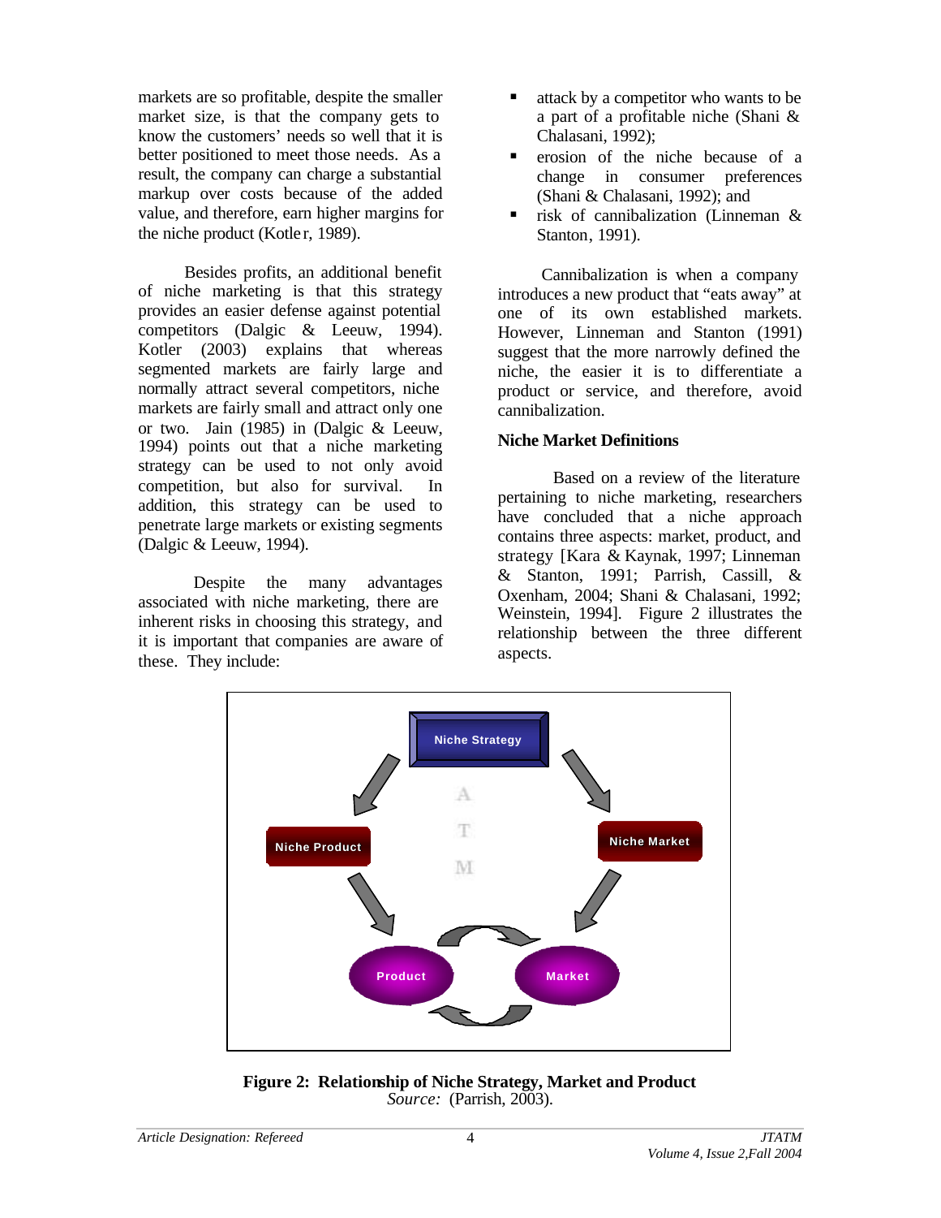markets are so profitable, despite the smaller market size, is that the company gets to know the customers' needs so well that it is better positioned to meet those needs. As a result, the company can charge a substantial markup over costs because of the added value, and therefore, earn higher margins for the niche product (Kotler, 1989).

Besides profits, an additional benefit of niche marketing is that this strategy provides an easier defense against potential competitors (Dalgic & Leeuw, 1994). Kotler (2003) explains that whereas segmented markets are fairly large and normally attract several competitors, niche markets are fairly small and attract only one or two. Jain (1985) in (Dalgic & Leeuw, 1994) points out that a niche marketing strategy can be used to not only avoid competition, but also for survival. In addition, this strategy can be used to penetrate large markets or existing segments (Dalgic & Leeuw, 1994).

Despite the many advantages associated with niche marketing, there are inherent risks in choosing this strategy, and it is important that companies are aware of these. They include:

- attack by a competitor who wants to be a part of a profitable niche (Shani & Chalasani, 1992);
- erosion of the niche because of a change in consumer preferences (Shani & Chalasani, 1992); and
- risk of cannibalization (Linneman & Stanton, 1991).

Cannibalization is when a company introduces a new product that "eats away" at one of its own established markets. However, Linneman and Stanton (1991) suggest that the more narrowly defined the niche, the easier it is to differentiate a product or service, and therefore, avoid cannibalization.

**Niche Market Definitions**

Based on a review of the literature pertaining to niche marketing, researchers have concluded that a niche approach contains three aspects: market, product, and strategy [Kara & Kaynak, 1997; Linneman & Stanton, 1991; Parrish, Cassill, & Oxenham, 2004; Shani & Chalasani, 1992; Weinstein, 1994]. Figure 2 illustrates the relationship between the three different aspects.

**Figure 2: Relationship of Niche Strategy, Market and Product**
*Source:* (Parrish, 2003).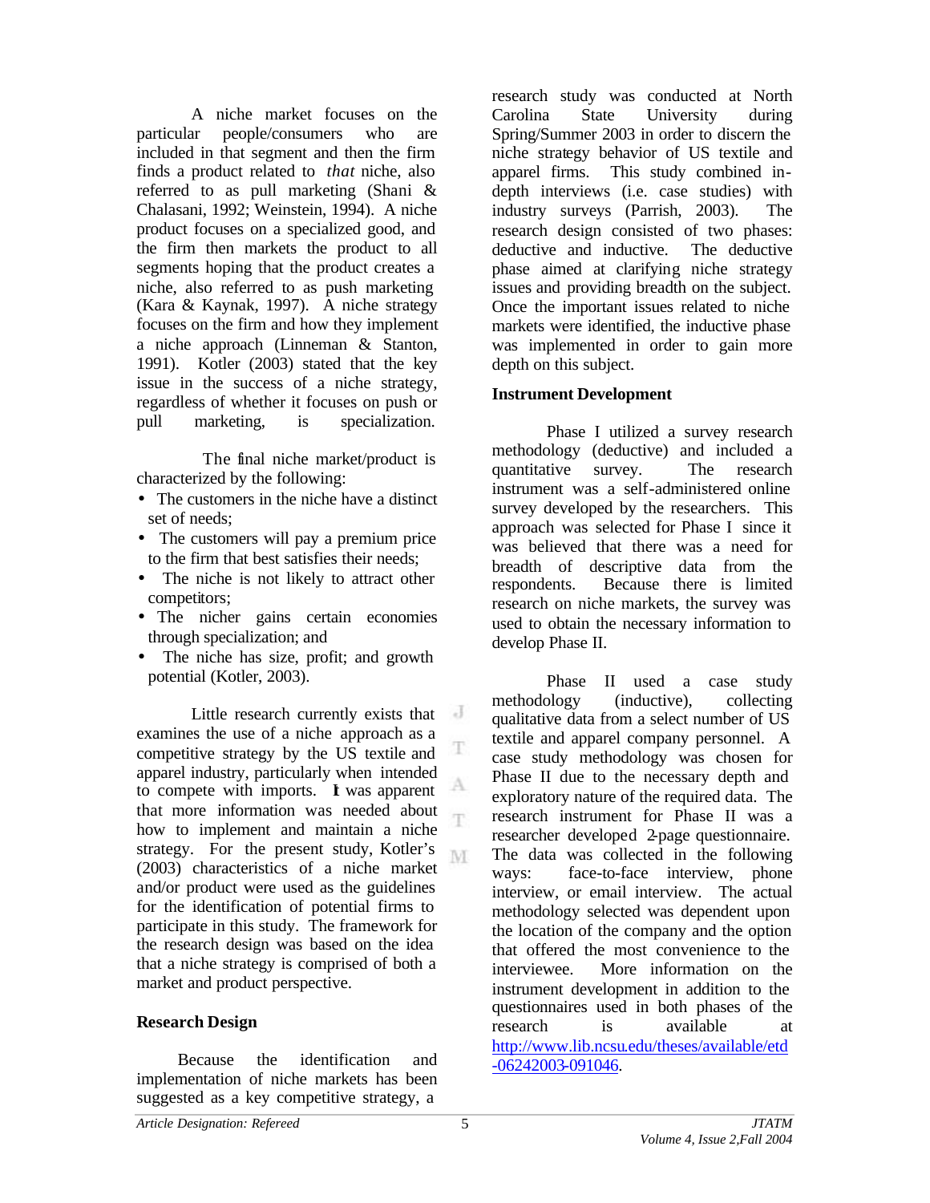A niche market focuses on the particular people/consumers who are included in that segment and then the firm finds a product related to *that* niche, also referred to as pull marketing (Shani & Chalasani, 1992; Weinstein, 1994). A niche product focuses on a specialized good, and the firm then markets the product to all segments hoping that the product creates a niche, also referred to as push marketing (Kara & Kaynak, 1997). A niche strategy focuses on the firm and how they implement a niche approach (Linneman & Stanton, 1991). Kotler (2003) stated that the key issue in the success of a niche strategy, regardless of whether it focuses on push or pull marketing, is specialization.

The final niche market/product is characterized by the following:

- The customers in the niche have a distinct set of needs;
- The customers will pay a premium price to the firm that best satisfies their needs;
- The niche is not likely to attract other competitors;
- The nicher gains certain economies through specialization; and
- The niche has size, profit; and growth potential (Kotler, 2003).

Little research currently exists that examines the use of a niche approach as a competitive strategy by the US textile and apparel industry, particularly when intended to compete with imports. It was apparent that more information was needed about how to implement and maintain a niche strategy. For the present study, Kotler's (2003) characteristics of a niche market and/or product were used as the guidelines for the identification of potential firms to participate in this study. The framework for the research design was based on the idea that a niche strategy is comprised of both a market and product perspective.

## Research Design

Because the identification and implementation of niche markets has been suggested as a key competitive strategy, a research study was conducted at North Carolina State University during Spring/Summer 2003 in order to discern the niche strategy behavior of US textile and apparel firms. This study combined in-depth interviews (i.e. case studies) with industry surveys (Parrish, 2003). The research design consisted of two phases: deductive and inductive. The deductive phase aimed at clarifying niche strategy issues and providing breadth on the subject. Once the important issues related to niche markets were identified, the inductive phase was implemented in order to gain more depth on this subject.

### Instrument Development

Phase I utilized a survey research methodology (deductive) and included a quantitative survey. The research instrument was a self-administered online survey developed by the researchers. This approach was selected for Phase I since it was believed that there was a need for breadth of descriptive data from the respondents. Because there is limited research on niche markets, the survey was used to obtain the necessary information to develop Phase II.

Phase II used a case study methodology (inductive), collecting qualitative data from a select number of US textile and apparel company personnel. A case study methodology was chosen for Phase II due to the necessary depth and exploratory nature of the required data. The research instrument for Phase II was a researcher developed 2-page questionnaire. The data was collected in the following ways: face-to-face interview, phone interview, or email interview. The actual methodology selected was dependent upon the location of the company and the option that offered the most convenience to the interviewee. More information on the instrument development in addition to the questionnaires used in both phases of the research is available at http://www.lib.ncsu.edu/theses/available/etd-06242003-091046.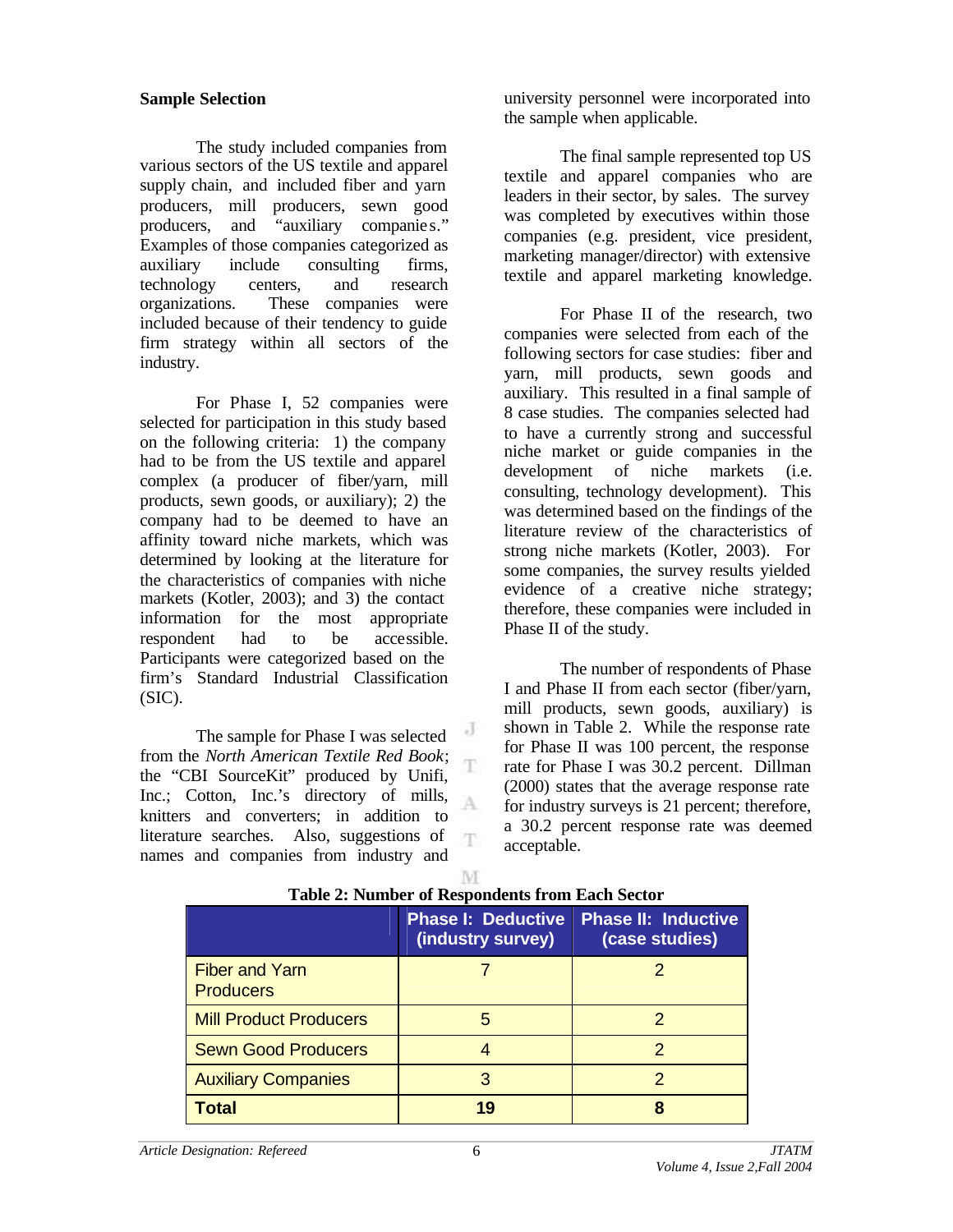## Sample Selection

The study included companies from various sectors of the US textile and apparel supply chain, and included fiber and yarn producers, mill producers, sewn good producers, and "auxiliary companies." Examples of those companies categorized as auxiliary include consulting firms, technology centers, and research organizations. These companies were included because of their tendency to guide firm strategy within all sectors of the industry.

For Phase I, 52 companies were selected for participation in this study based on the following criteria: 1) the company had to be from the US textile and apparel complex (a producer of fiber/yarn, mill products, sewn goods, or auxiliary); 2) the company had to be deemed to have an affinity toward niche markets, which was determined by looking at the literature for the characteristics of companies with niche markets (Kotler, 2003); and 3) the contact information for the most appropriate respondent had to be accessible. Participants were categorized based on the firm's Standard Industrial Classification (SIC).

The sample for Phase I was selected from the *North American Textile Red Book*; the "CBI SourceKit" produced by Unifi, Inc.; Cotton, Inc.'s directory of mills, knitters and converters; in addition to literature searches. Also, suggestions of names and companies from industry and university personnel were incorporated into the sample when applicable.

The final sample represented top US textile and apparel companies who are leaders in their sector, by sales. The survey was completed by executives within those companies (e.g. president, vice president, marketing manager/director) with extensive textile and apparel marketing knowledge.

For Phase II of the research, two companies were selected from each of the following sectors for case studies: fiber and yarn, mill products, sewn goods and auxiliary. This resulted in a final sample of 8 case studies. The companies selected had to have a currently strong and successful niche market or guide companies in the development of niche markets (i.e. consulting, technology development). This was determined based on the findings of the literature review of the characteristics of strong niche markets (Kotler, 2003). For some companies, the survey results yielded evidence of a creative niche strategy; therefore, these companies were included in Phase II of the study.

The number of respondents of Phase I and Phase II from each sector (fiber/yarn, mill products, sewn goods, auxiliary) is shown in Table 2. While the response rate for Phase II was 100 percent, the response rate for Phase I was 30.2 percent. Dillman (2000) states that the average response rate for industry surveys is 21 percent; therefore, a 30.2 percent response rate was deemed acceptable.

**Table 2: Number of Respondents from Each Sector**

| | Phase I: Deductive (industry survey) | Phase II: Inductive (case studies) |
|---|---|---|
| Fiber and Yarn Producers | 7 | 2 |
| Mill Product Producers | 5 | 2 |
| Sewn Good Producers | 4 | 2 |
| Auxiliary Companies | 3 | 2 |
| **Total** | **19** | **8** |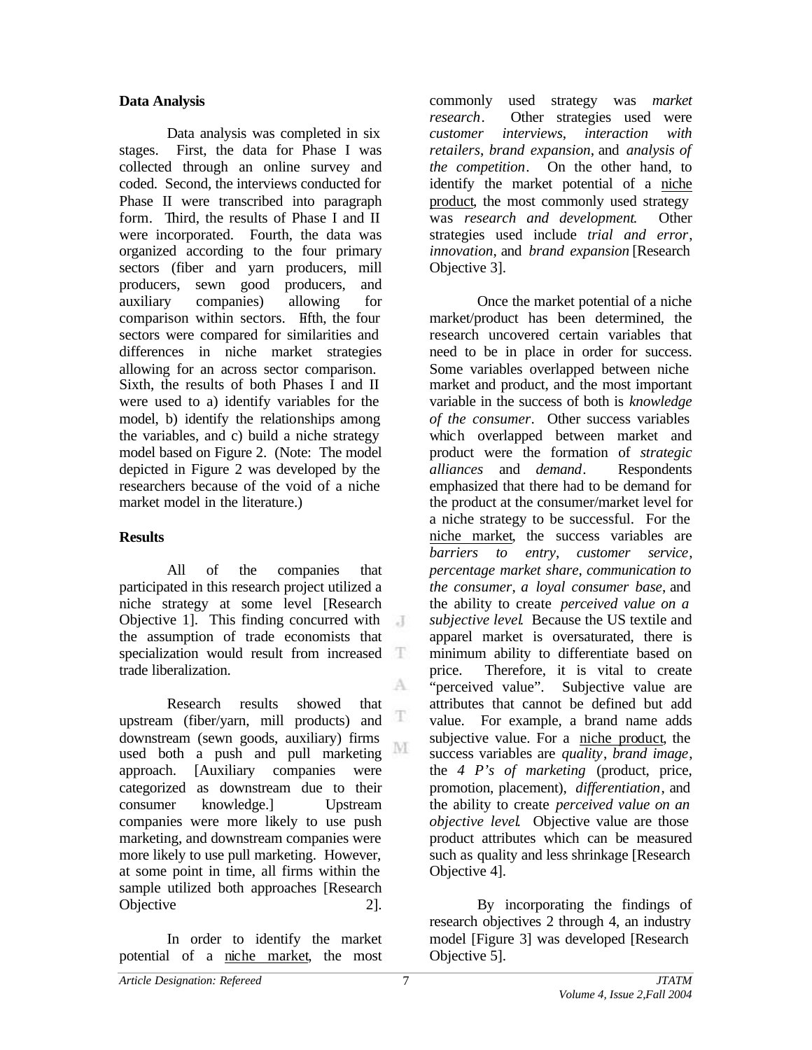**Data Analysis**

Data analysis was completed in six stages. First, the data for Phase I was collected through an online survey and coded. Second, the interviews conducted for Phase II were transcribed into paragraph form. Third, the results of Phase I and II were incorporated. Fourth, the data was organized according to the four primary sectors (fiber and yarn producers, mill producers, sewn good producers, and auxiliary companies) allowing for comparison within sectors. Fifth, the four sectors were compared for similarities and differences in niche market strategies allowing for an across sector comparison. Sixth, the results of both Phases I and II were used to a) identify variables for the model, b) identify the relationships among the variables, and c) build a niche strategy model based on Figure 2. (Note: The model depicted in Figure 2 was developed by the researchers because of the void of a niche market model in the literature.)

**Results**

All of the companies that participated in this research project utilized a niche strategy at some level [Research Objective 1]. This finding concurred with the assumption of trade economists that specialization would result from increased trade liberalization.

Research results showed that upstream (fiber/yarn, mill products) and downstream (sewn goods, auxiliary) firms used both a push and pull marketing approach. [Auxiliary companies were categorized as downstream due to their consumer knowledge.] Upstream companies were more likely to use push marketing, and downstream companies were more likely to use pull marketing. However, at some point in time, all firms within the sample utilized both approaches [Research Objective 2].

In order to identify the market potential of a niche market, the most commonly used strategy was *market research*. Other strategies used were *customer interviews*, *interaction with retailers*, *brand expansion*, and *analysis of the competition*. On the other hand, to identify the market potential of a niche product, the most commonly used strategy was *research and development*. Other strategies used include *trial and error*, *innovation*, and *brand expansion* [Research Objective 3].

Once the market potential of a niche market/product has been determined, the research uncovered certain variables that need to be in place in order for success. Some variables overlapped between niche market and product, and the most important variable in the success of both is *knowledge of the consumer*. Other success variables which overlapped between market and product were the formation of *strategic alliances* and *demand*. Respondents emphasized that there had to be demand for the product at the consumer/market level for a niche strategy to be successful. For the niche market, the success variables are *barriers to entry*, *customer service*, *percentage market share*, *communication to the consumer*, *a loyal consumer base*, and the ability to create *perceived value on a subjective level*. Because the US textile and apparel market is oversaturated, there is minimum ability to differentiate based on price. Therefore, it is vital to create "perceived value". Subjective value are attributes that cannot be defined but add value. For example, a brand name adds subjective value. For a niche product, the success variables are *quality*, *brand image*, the *4 P's of marketing* (product, price, promotion, placement), *differentiation*, and the ability to create *perceived value on an objective level*. Objective value are those product attributes which can be measured such as quality and less shrinkage [Research Objective 4].

By incorporating the findings of research objectives 2 through 4, an industry model [Figure 3] was developed [Research Objective 5].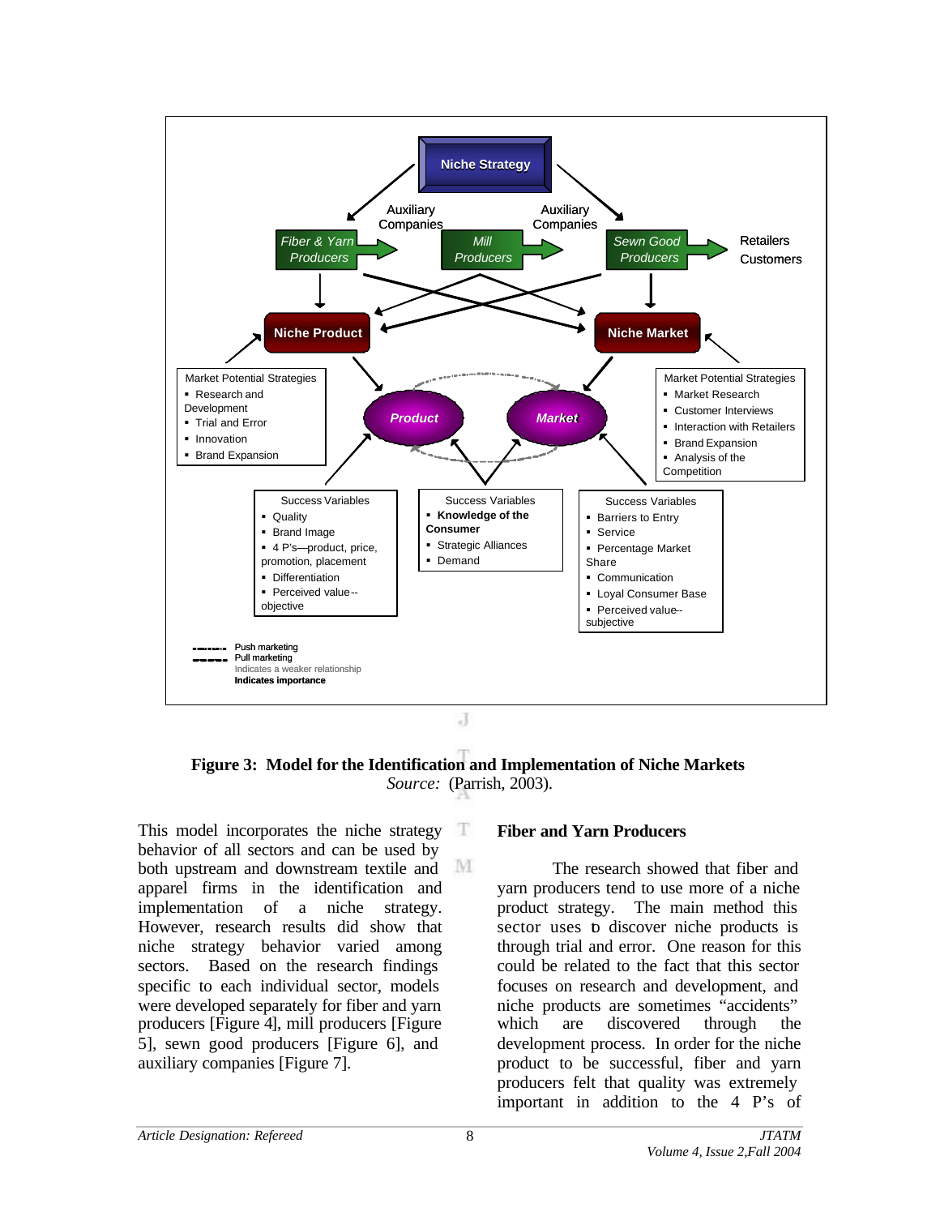Niche Strategy

Auxiliary Companies

Auxiliary Companies

*Fiber & Yarn Producers*

*Mill Producers*

*Sewn Good Producers*

Retailers Customers

**Niche Product**

**Niche Market**

Market Potential Strategies
- Research and Development
- Trial and Error
- Innovation
- Brand Expansion

*Product*

*Market*

Market Potential Strategies
- Market Research
- Customer Interviews
- Interaction with Retailers
- Brand Expansion
- Analysis of the Competition

Success Variables
- Quality
- Brand Image
- 4 P's—product, price, promotion, placement
- Differentiation
- Perceived value--objective

Success Variables
- **Knowledge of the Consumer**
- Strategic Alliances
- Demand

Success Variables
- Barriers to Entry
- Service
- Percentage Market Share
- Communication
- Loyal Consumer Base
- Perceived value--subjective

Push marketing
Pull marketing
Indicates a weaker relationship
**Indicates importance**

**Figure 3: Model for the Identification and Implementation of Niche Markets**
*Source:* (Parrish, 2003).

This model incorporates the niche strategy behavior of all sectors and can be used by both upstream and downstream textile and apparel firms in the identification and implementation of a niche strategy. However, research results did show that niche strategy behavior varied among sectors. Based on the research findings specific to each individual sector, models were developed separately for fiber and yarn producers [Figure 4], mill producers [Figure 5], sewn good producers [Figure 6], and auxiliary companies [Figure 7].

## Fiber and Yarn Producers

The research showed that fiber and yarn producers tend to use more of a niche product strategy. The main method this sector uses to discover niche products is through trial and error. One reason for this could be related to the fact that this sector focuses on research and development, and niche products are sometimes "accidents" which are discovered through the development process. In order for the niche product to be successful, fiber and yarn producers felt that quality was extremely important in addition to the 4 P's of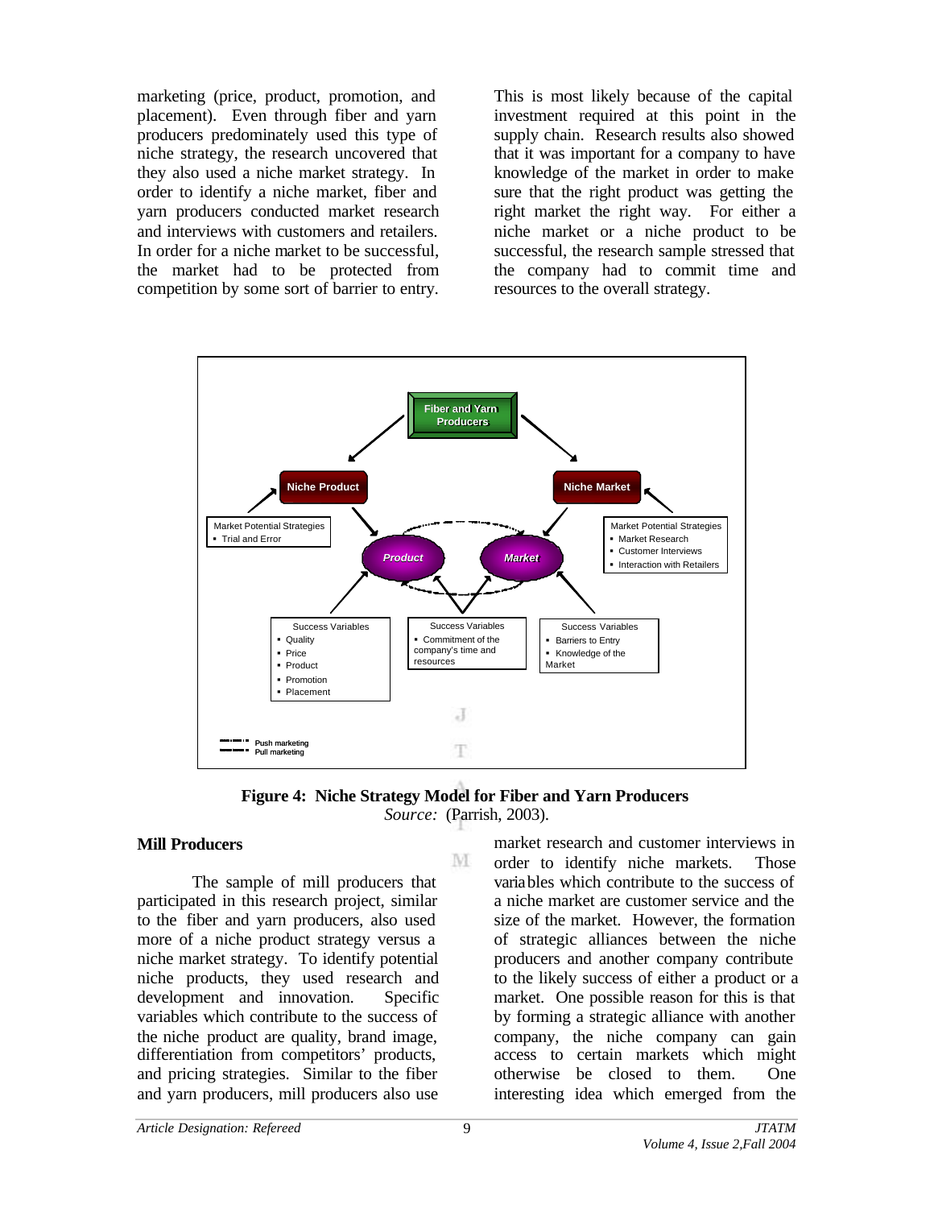marketing (price, product, promotion, and placement). Even through fiber and yarn producers predominately used this type of niche strategy, the research uncovered that they also used a niche market strategy. In order to identify a niche market, fiber and yarn producers conducted market research and interviews with customers and retailers. In order for a niche market to be successful, the market had to be protected from competition by some sort of barrier to entry. This is most likely because of the capital investment required at this point in the supply chain. Research results also showed that it was important for a company to have knowledge of the market in order to make sure that the right product was getting the right market the right way. For either a niche market or a niche product to be successful, the research sample stressed that the company had to commit time and resources to the overall strategy.

Fiber and Yarn Producers

Niche Product

Niche Market

Market Potential Strategies
- Trial and Error

Market Potential Strategies
- Market Research
- Customer Interviews
- Interaction with Retailers

Product

Market

Success Variables
- Quality
- Price
- Product
- Promotion
- Placement

Success Variables
- Commitment of the company's time and resources

Success Variables
- Barriers to Entry
- Knowledge of the Market

Push marketing
Pull marketing

**Figure 4: Niche Strategy Model for Fiber and Yarn Producers**
*Source:* (Parrish, 2003).

**Mill Producers**

The sample of mill producers that participated in this research project, similar to the fiber and yarn producers, also used more of a niche product strategy versus a niche market strategy. To identify potential niche products, they used research and development and innovation. Specific variables which contribute to the success of the niche product are quality, brand image, differentiation from competitors' products, and pricing strategies. Similar to the fiber and yarn producers, mill producers also use market research and customer interviews in order to identify niche markets. Those variables which contribute to the success of a niche market are customer service and the size of the market. However, the formation of strategic alliances between the niche producers and another company contribute to the likely success of either a product or a market. One possible reason for this is that by forming a strategic alliance with another company, the niche company can gain access to certain markets which might otherwise be closed to them. One interesting idea which emerged from the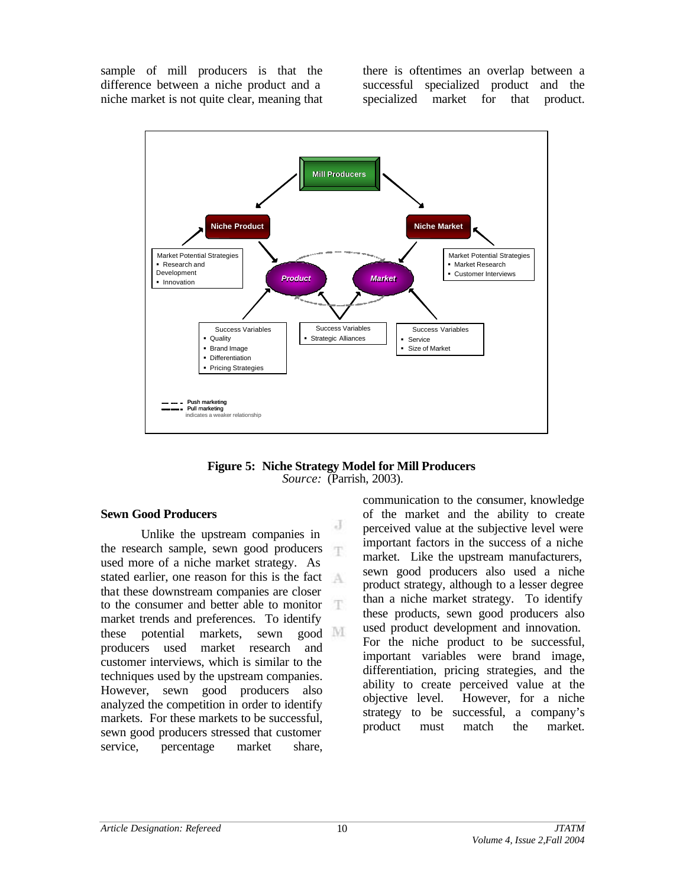sample of mill producers is that the difference between a niche product and a niche market is not quite clear, meaning that there is oftentimes an overlap between a successful specialized product and the specialized market for that product.

**Figure 5: Niche Strategy Model for Mill Producers**
*Source:* (Parrish, 2003).

### Sewn Good Producers

Unlike the upstream companies in the research sample, sewn good producers used more of a niche market strategy. As stated earlier, one reason for this is the fact that these downstream companies are closer to the consumer and better able to monitor market trends and preferences. To identify these potential markets, sewn good producers used market research and customer interviews, which is similar to the techniques used by the upstream companies. However, sewn good producers also analyzed the competition in order to identify markets. For these markets to be successful, sewn good producers stressed that customer service, percentage market share, communication to the consumer, knowledge of the market and the ability to create perceived value at the subjective level were important factors in the success of a niche market. Like the upstream manufacturers, sewn good producers also used a niche product strategy, although to a lesser degree than a niche market strategy. To identify these products, sewn good producers also used product development and innovation. For the niche product to be successful, important variables were brand image, differentiation, pricing strategies, and the ability to create perceived value at the objective level. However, for a niche strategy to be successful, a company's product must match the market.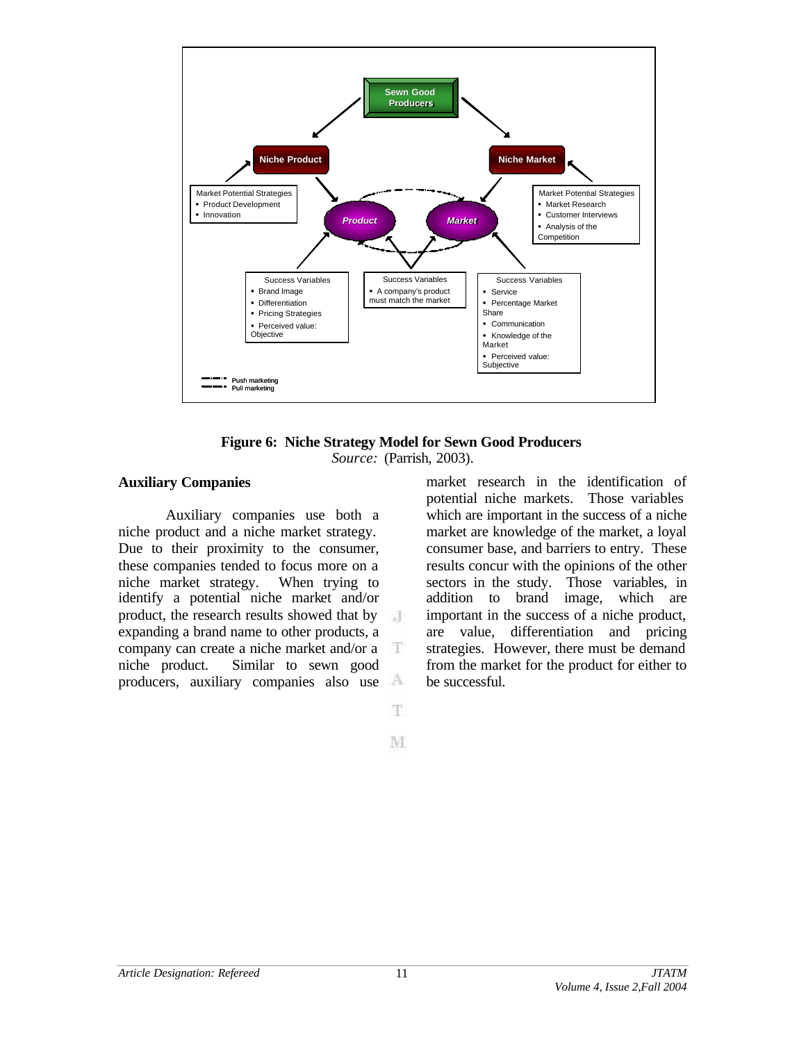Sewn Good Producers

Niche Product

Niche Market

Market Potential Strategies
- Product Development
- Innovation

Market Potential Strategies
- Market Research
- Customer Interviews
- Analysis of the Competition

Product

Market

Success Variables
- Brand Image
- Differentiation
- Pricing Strategies
- Perceived value: Objective

Success Variables
- A company's product must match the market

Success Variables
- Service
- Percentage Market Share
- Communication
- Knowledge of the Market
- Perceived value: Subjective

Push marketing
Pull marketing

**Figure 6: Niche Strategy Model for Sewn Good Producers**
*Source:* (Parrish, 2003).

### Auxiliary Companies

Auxiliary companies use both a niche product and a niche market strategy. Due to their proximity to the consumer, these companies tended to focus more on a niche market strategy. When trying to identify a potential niche market and/or product, the research results showed that by expanding a brand name to other products, a company can create a niche market and/or a niche product. Similar to sewn good producers, auxiliary companies also use market research in the identification of potential niche markets. Those variables which are important in the success of a niche market are knowledge of the market, a loyal consumer base, and barriers to entry. These results concur with the opinions of the other sectors in the study. Those variables, in addition to brand image, which are important in the success of a niche product, are value, differentiation and pricing strategies. However, there must be demand from the market for the product for either to be successful.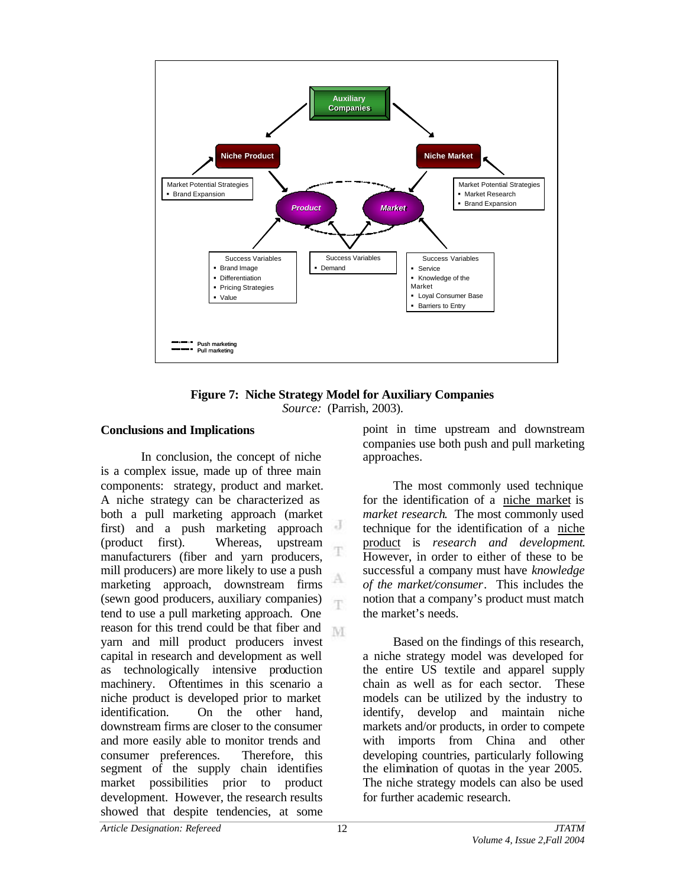Auxiliary Companies

Niche Product

Niche Market

Market Potential Strategies
- Brand Expansion

Market Potential Strategies
- Market Research
- Brand Expansion

Product

Market

Success Variables
- Brand Image
- Differentiation
- Pricing Strategies
- Value

Success Variables
- Demand

Success Variables
- Service
- Knowledge of the Market
- Loyal Consumer Base
- Barriers to Entry

Push marketing
Pull marketing

**Figure 7: Niche Strategy Model for Auxiliary Companies**
*Source:* (Parrish, 2003).

## Conclusions and Implications

In conclusion, the concept of niche is a complex issue, made up of three main components: strategy, product and market. A niche strategy can be characterized as both a pull marketing approach (market first) and a push marketing approach (product first). Whereas, upstream manufacturers (fiber and yarn producers, mill producers) are more likely to use a push marketing approach, downstream firms (sewn good producers, auxiliary companies) tend to use a pull marketing approach. One reason for this trend could be that fiber and yarn and mill product producers invest capital in research and development as well as technologically intensive production machinery. Oftentimes in this scenario a niche product is developed prior to market identification. On the other hand, downstream firms are closer to the consumer and more easily able to monitor trends and consumer preferences. Therefore, this segment of the supply chain identifies market possibilities prior to product development. However, the research results showed that despite tendencies, at some point in time upstream and downstream companies use both push and pull marketing approaches.

The most commonly used technique for the identification of a niche market is *market research*. The most commonly used technique for the identification of a niche product is *research and development*. However, in order to either of these to be successful a company must have *knowledge of the market/consumer*. This includes the notion that a company's product must match the market's needs.

Based on the findings of this research, a niche strategy model was developed for the entire US textile and apparel supply chain as well as for each sector. These models can be utilized by the industry to identify, develop and maintain niche markets and/or products, in order to compete with imports from China and other developing countries, particularly following the elimination of quotas in the year 2005. The niche strategy models can also be used for further academic research.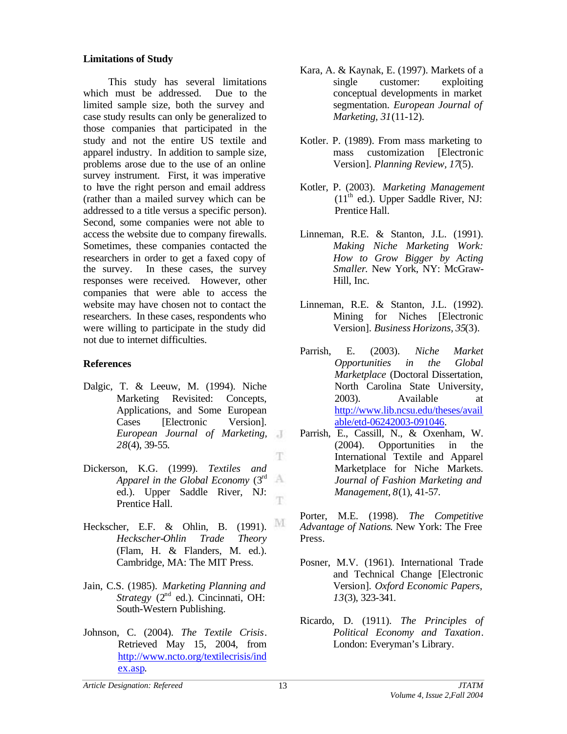## Limitations of Study

This study has several limitations which must be addressed. Due to the limited sample size, both the survey and case study results can only be generalized to those companies that participated in the study and not the entire US textile and apparel industry. In addition to sample size, problems arose due to the use of an online survey instrument. First, it was imperative to have the right person and email address (rather than a mailed survey which can be addressed to a title versus a specific person). Second, some companies were not able to access the website due to company firewalls. Sometimes, these companies contacted the researchers in order to get a faxed copy of the survey. In these cases, the survey responses were received. However, other companies that were able to access the website may have chosen not to contact the researchers. In these cases, respondents who were willing to participate in the study did not due to internet difficulties.

## References

Dalgic, T. & Leeuw, M. (1994). Niche Marketing Revisited: Concepts, Applications, and Some European Cases [Electronic Version]. *European Journal of Marketing, 28*(4), 39-55.

Dickerson, K.G. (1999). *Textiles and Apparel in the Global Economy* (3rd ed.). Upper Saddle River, NJ: Prentice Hall.

Heckscher, E.F. & Ohlin, B. (1991). *Heckscher-Ohlin Trade Theory* (Flam, H. & Flanders, M. ed.). Cambridge, MA: The MIT Press.

Jain, C.S. (1985). *Marketing Planning and Strategy* (2nd ed.). Cincinnati, OH: South-Western Publishing.

Johnson, C. (2004). *The Textile Crisis*. Retrieved May 15, 2004, from http://www.ncto.org/textilecrisis/index.asp.

Kara, A. & Kaynak, E. (1997). Markets of a single customer: exploiting conceptual developments in market segmentation. *European Journal of Marketing, 31*(11-12).

Kotler. P. (1989). From mass marketing to mass customization [Electronic Version]. *Planning Review, 17*(5).

Kotler, P. (2003). *Marketing Management* (11th ed.). Upper Saddle River, NJ: Prentice Hall.

Linneman, R.E. & Stanton, J.L. (1991). *Making Niche Marketing Work: How to Grow Bigger by Acting Smaller.* New York, NY: McGraw-Hill, Inc.

Linneman, R.E. & Stanton, J.L. (1992). Mining for Niches [Electronic Version]. *Business Horizons, 35*(3).

Parrish, E. (2003). *Niche Market Opportunities in the Global Marketplace* (Doctoral Dissertation, North Carolina State University, 2003). Available at http://www.lib.ncsu.edu/theses/available/etd-06242003-091046.

Parrish, E., Cassill, N., & Oxenham, W. (2004). Opportunities in the International Textile and Apparel Marketplace for Niche Markets. *Journal of Fashion Marketing and Management, 8*(1), 41-57.

Porter, M.E. (1998). *The Competitive Advantage of Nations*. New York: The Free Press.

Posner, M.V. (1961). International Trade and Technical Change [Electronic Version]. *Oxford Economic Papers, 13*(3), 323-341.

Ricardo, D. (1911). *The Principles of Political Economy and Taxation*. London: Everyman's Library.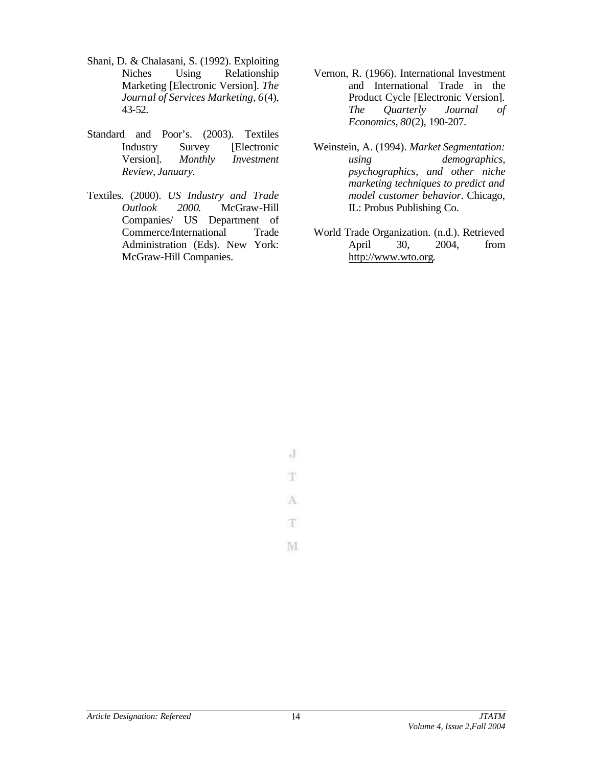Shani, D. & Chalasani, S. (1992). Exploiting Niches Using Relationship Marketing [Electronic Version]. *The Journal of Services Marketing, 6*(4), 43-52.

Standard and Poor's. (2003). Textiles Industry Survey [Electronic Version]. *Monthly Investment Review, January.*

Textiles. (2000). *US Industry and Trade Outlook 2000*. McGraw-Hill Companies/ US Department of Commerce/International Trade Administration (Eds). New York: McGraw-Hill Companies.

Vernon, R. (1966). International Investment and International Trade in the Product Cycle [Electronic Version]. *The Quarterly Journal of Economics*, *80*(2), 190-207.

Weinstein, A. (1994). *Market Segmentation: using demographics, psychographics, and other niche marketing techniques to predict and model customer behavior*. Chicago, IL: Probus Publishing Co.

World Trade Organization. (n.d.). Retrieved April 30, 2004, from http://www.wto.org.